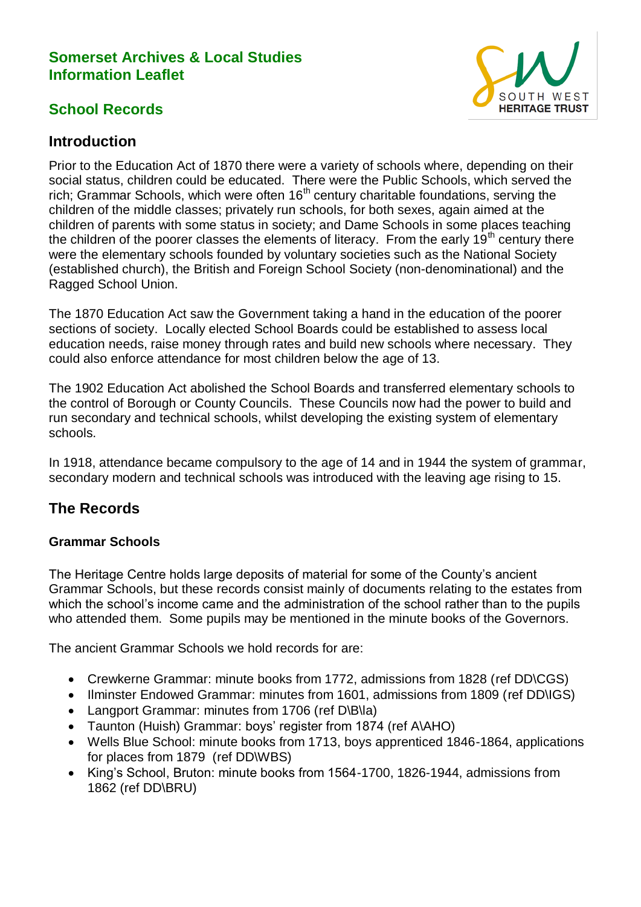# Somerset Archives & Local Studies Information Leaflet

## School Records

## Introduction

Prior to the Education Act of 1870 there were a variety of schools where, depending on their social status, children could be educated. There were the Public Schools, which served the rich; Grammar Schools, which were often 16th century charitable foundations, serving the children of the middle classes; privately run schools, for both sexes, again aimed at the children of parents with some status in society; and Dame Schools in some places teaching the children of the poorer classes the elements of literacy. From the early 19th century there were the elementary schools founded by voluntary societies such as the National Society (established church), the British and Foreign School Society (non-denominational) and the Ragged School Union.

The 1870 Education Act saw the Government taking a hand in the education of the poorer sections of society. Locally elected School Boards could be established to assess local education needs, raise money through rates and build new schools where necessary. They could also enforce attendance for most children below the age of 13.

The 1902 Education Act abolished the School Boards and transferred elementary schools to the control of Borough or County Councils. These Councils now had the power to build and run secondary and technical schools, whilst developing the existing system of elementary schools.

In 1918, attendance became compulsory to the age of 14 and in 1944 the system of grammar, secondary modern and technical schools was introduced with the leaving age rising to 15.

## The Records

### Grammar Schools

The Heritage Centre holds large deposits of material for some of the County's ancient Grammar Schools, but these records consist mainly of documents relating to the estates from which the school's income came and the administration of the school rather than to the pupils who attended them. Some pupils may be mentioned in the minute books of the Governors.

The ancient Grammar Schools we hold records for are:

- Crewkerne Grammar: minute books from 1772, admissions from 1828 (ref DD\CGS)
- Ilminster Endowed Grammar: minutes from 1601, admissions from 1809 (ref DD\IGS)
- Langport Grammar: minutes from 1706 (ref D\B\la)
- Taunton (Huish) Grammar: boys' register from 1874 (ref A\AHO)
- Wells Blue School: minute books from 1713, boys apprenticed 1846-1864, applications for places from 1879 (ref DD\WBS)
- King's School, Bruton: minute books from 1564-1700, 1826-1944, admissions from 1862 (ref DD\BRU)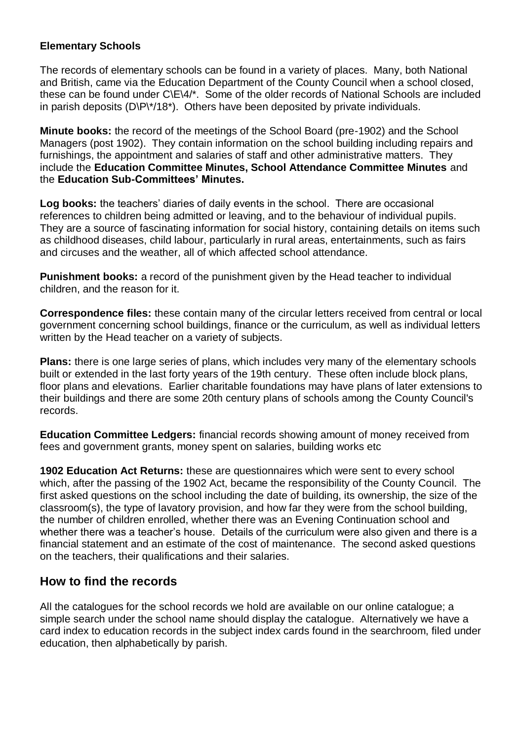**Elementary Schools**

The records of elementary schools can be found in a variety of places. Many, both National and British, came via the Education Department of the County Council when a school closed, these can be found under C\E\4/*. Some of the older records of National Schools are included in parish deposits (D\P\*/18*). Others have been deposited by private individuals.

**Minute books:** the record of the meetings of the School Board (pre-1902) and the School Managers (post 1902). They contain information on the school building including repairs and furnishings, the appointment and salaries of staff and other administrative matters. They include the **Education Committee Minutes, School Attendance Committee Minutes** and the **Education Sub-Committees' Minutes.**

**Log books:** the teachers' diaries of daily events in the school. There are occasional references to children being admitted or leaving, and to the behaviour of individual pupils. They are a source of fascinating information for social history, containing details on items such as childhood diseases, child labour, particularly in rural areas, entertainments, such as fairs and circuses and the weather, all of which affected school attendance.

**Punishment books:** a record of the punishment given by the Head teacher to individual children, and the reason for it.

**Correspondence files:** these contain many of the circular letters received from central or local government concerning school buildings, finance or the curriculum, as well as individual letters written by the Head teacher on a variety of subjects.

**Plans:** there is one large series of plans, which includes very many of the elementary schools built or extended in the last forty years of the 19th century. These often include block plans, floor plans and elevations. Earlier charitable foundations may have plans of later extensions to their buildings and there are some 20th century plans of schools among the County Council's records.

**Education Committee Ledgers:** financial records showing amount of money received from fees and government grants, money spent on salaries, building works etc

**1902 Education Act Returns:** these are questionnaires which were sent to every school which, after the passing of the 1902 Act, became the responsibility of the County Council. The first asked questions on the school including the date of building, its ownership, the size of the classroom(s), the type of lavatory provision, and how far they were from the school building, the number of children enrolled, whether there was an Evening Continuation school and whether there was a teacher's house. Details of the curriculum were also given and there is a financial statement and an estimate of the cost of maintenance. The second asked questions on the teachers, their qualifications and their salaries.

## How to find the records

All the catalogues for the school records we hold are available on our online catalogue; a simple search under the school name should display the catalogue. Alternatively we have a card index to education records in the subject index cards found in the searchroom, filed under education, then alphabetically by parish.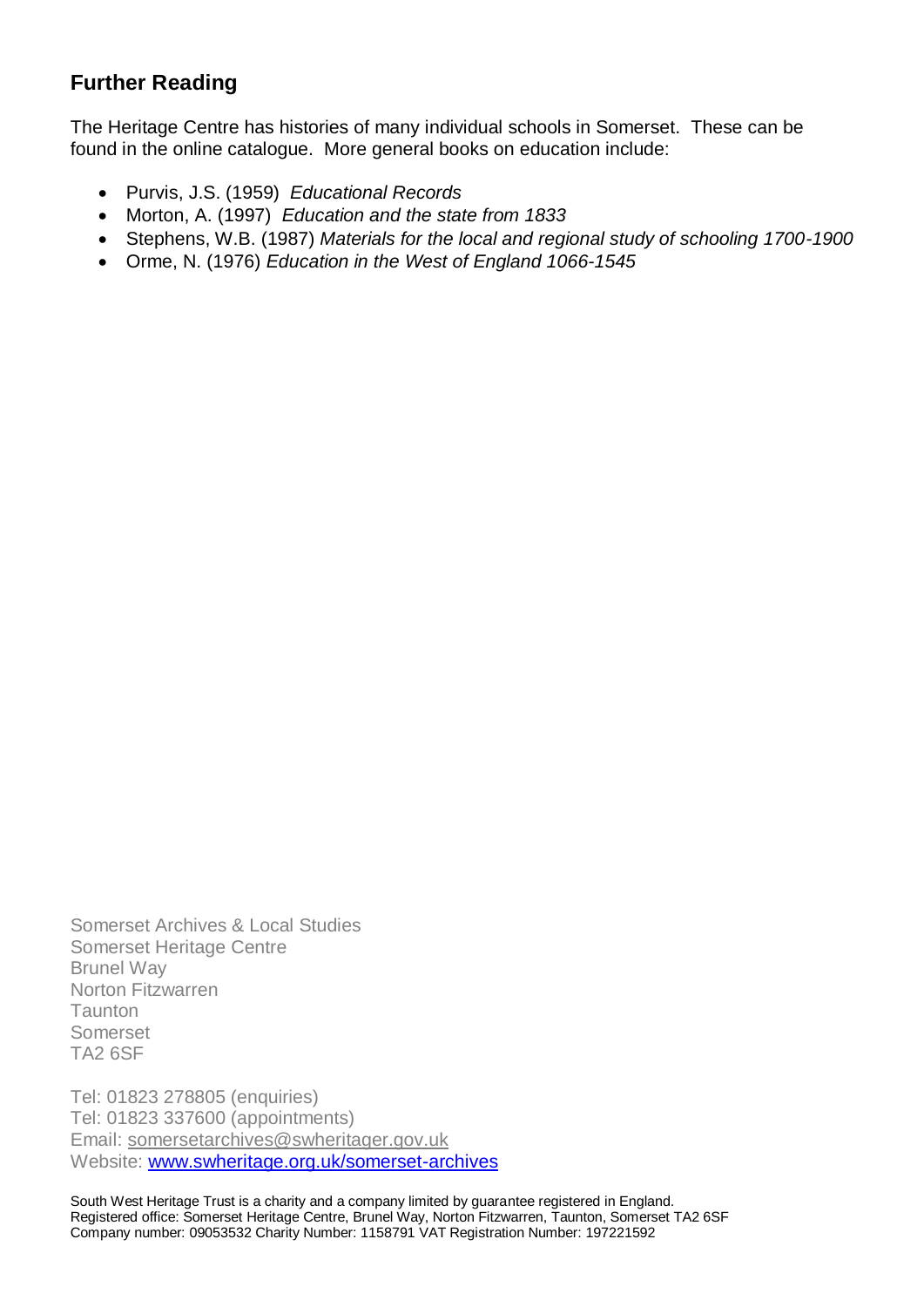## Further Reading

The Heritage Centre has histories of many individual schools in Somerset. These can be found in the online catalogue. More general books on education include:

- Purvis, J.S. (1959) *Educational Records*
- Morton, A. (1997) *Education and the state from 1833*
- Stephens, W.B. (1987) *Materials for the local and regional study of schooling 1700-1900*
- Orme, N. (1976) *Education in the West of England 1066-1545*

Somerset Archives & Local Studies
Somerset Heritage Centre
Brunel Way
Norton Fitzwarren
Taunton
Somerset
TA2 6SF

Tel: 01823 278805 (enquiries)
Tel: 01823 337600 (appointments)
Email: somersetarchives@swheritager.gov.uk
Website: www.swheritage.org.uk/somerset-archives

South West Heritage Trust is a charity and a company limited by guarantee registered in England.
Registered office: Somerset Heritage Centre, Brunel Way, Norton Fitzwarren, Taunton, Somerset TA2 6SF
Company number: 09053532 Charity Number: 1158791 VAT Registration Number: 197221592